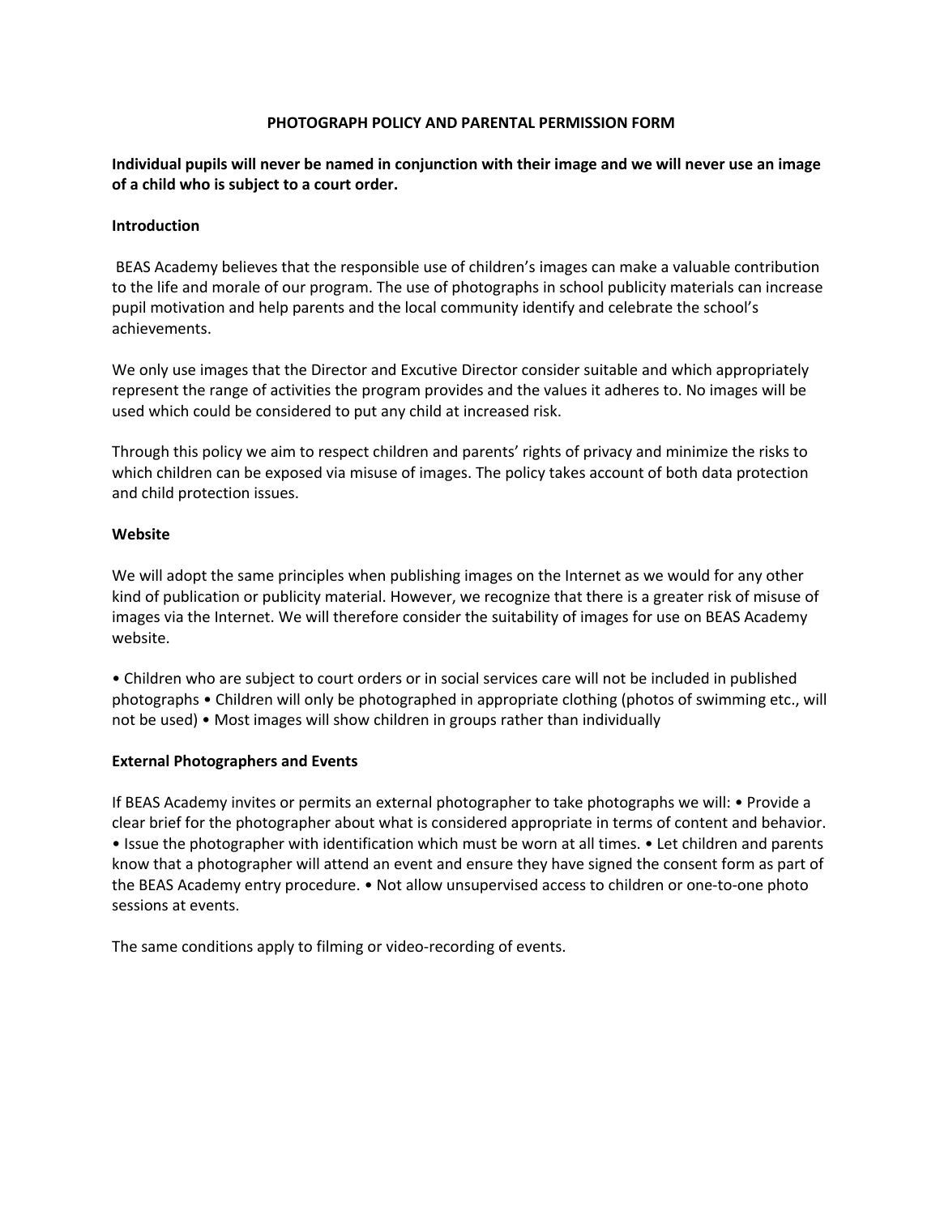# PHOTOGRAPH POLICY AND PARENTAL PERMISSION FORM

**Individual pupils will never be named in conjunction with their image and we will never use an image of a child who is subject to a court order.**

## Introduction

BEAS Academy believes that the responsible use of children's images can make a valuable contribution to the life and morale of our program. The use of photographs in school publicity materials can increase pupil motivation and help parents and the local community identify and celebrate the school's achievements.

We only use images that the Director and Excutive Director consider suitable and which appropriately represent the range of activities the program provides and the values it adheres to. No images will be used which could be considered to put any child at increased risk.

Through this policy we aim to respect children and parents' rights of privacy and minimize the risks to which children can be exposed via misuse of images. The policy takes account of both data protection and child protection issues.

## Website

We will adopt the same principles when publishing images on the Internet as we would for any other kind of publication or publicity material. However, we recognize that there is a greater risk of misuse of images via the Internet. We will therefore consider the suitability of images for use on BEAS Academy website.

• Children who are subject to court orders or in social services care will not be included in published photographs • Children will only be photographed in appropriate clothing (photos of swimming etc., will not be used) • Most images will show children in groups rather than individually

## External Photographers and Events

If BEAS Academy invites or permits an external photographer to take photographs we will: • Provide a clear brief for the photographer about what is considered appropriate in terms of content and behavior. • Issue the photographer with identification which must be worn at all times. • Let children and parents know that a photographer will attend an event and ensure they have signed the consent form as part of the BEAS Academy entry procedure. • Not allow unsupervised access to children or one-to-one photo sessions at events.

The same conditions apply to filming or video-recording of events.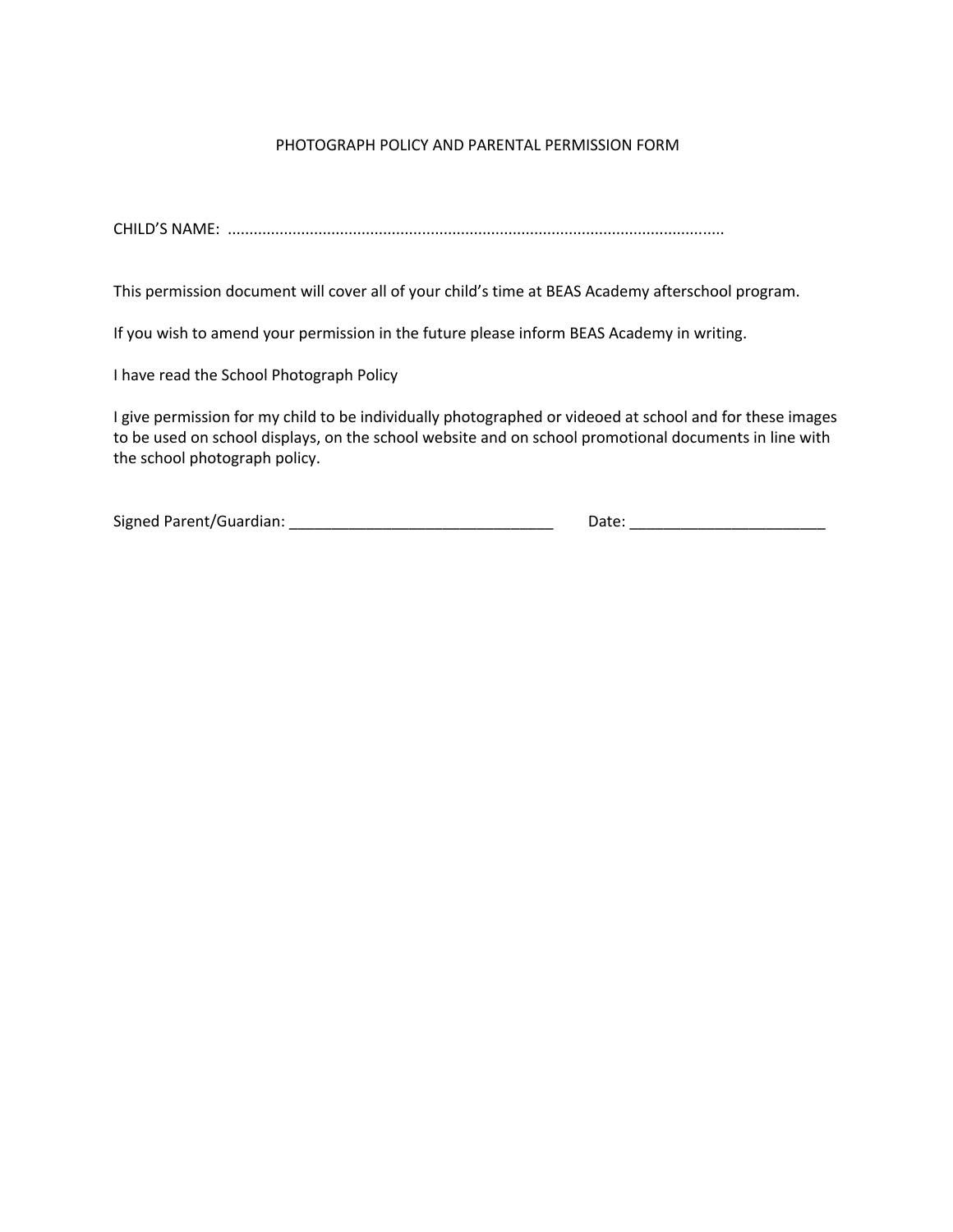# PHOTOGRAPH POLICY AND PARENTAL PERMISSION FORM

CHILD'S NAME: .................................................................................................................

This permission document will cover all of your child's time at BEAS Academy afterschool program.

If you wish to amend your permission in the future please inform BEAS Academy in writing.

I have read the School Photograph Policy

I give permission for my child to be individually photographed or videoed at school and for these images to be used on school displays, on the school website and on school promotional documents in line with the school photograph policy.

Signed Parent/Guardian: _______________________________ Date: _______________________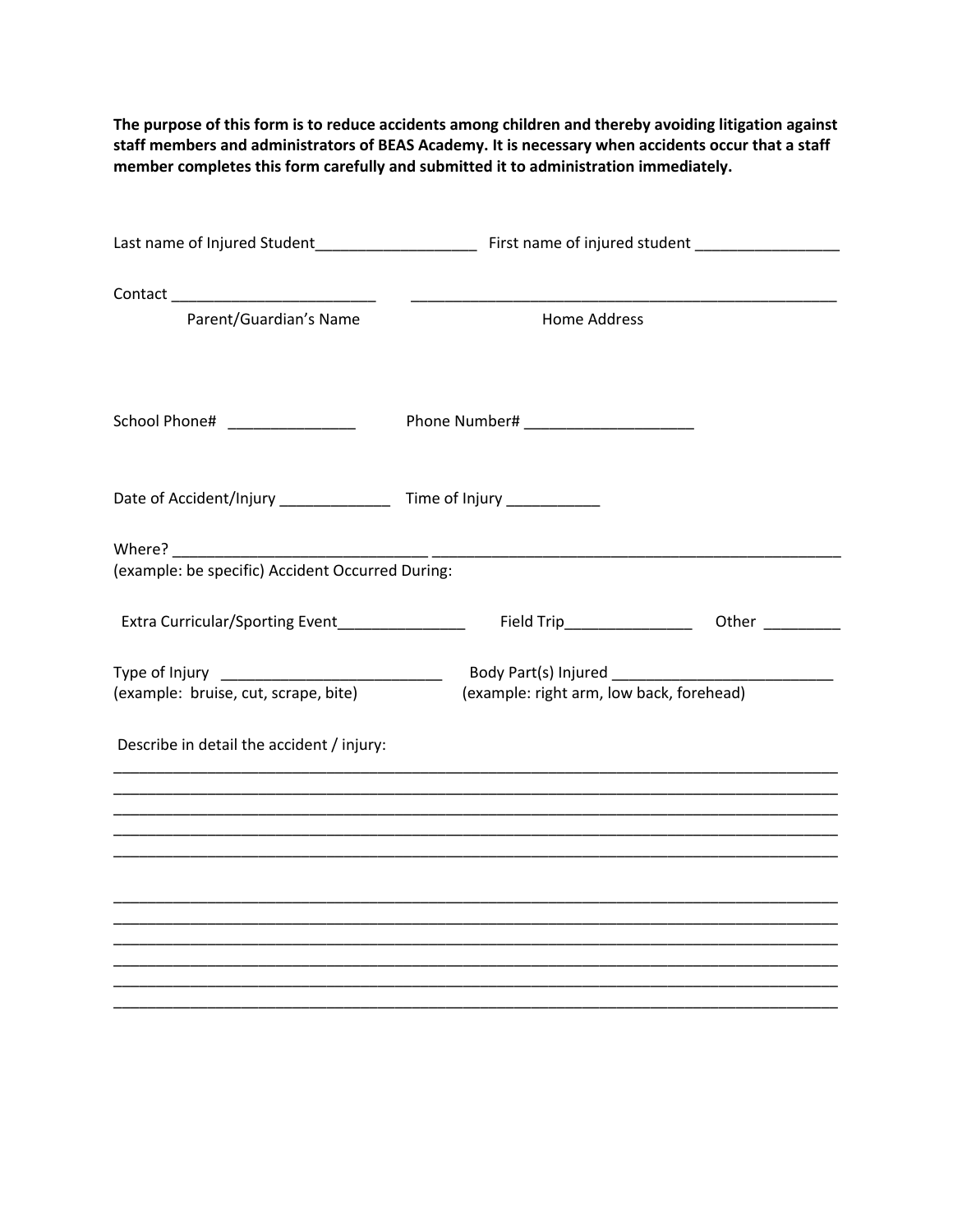**The purpose of this form is to reduce accidents among children and thereby avoiding litigation against staff members and administrators of BEAS Academy. It is necessary when accidents occur that a staff member completes this form carefully and submitted it to administration immediately.**

Last name of Injured Student___________________ First name of injured student ________________

Contact ________________________ ____________________________________________________
Parent/Guardian's Name Home Address

School Phone# _______________ Phone Number# ____________________

Date of Accident/Injury _____________ Time of Injury ___________

Where? _____________________________ ________________________________________________
(example: be specific) Accident Occurred During:

Extra Curricular/Sporting Event_______________ Field Trip_______________ Other _________

Type of Injury __________________________ Body Part(s) Injured __________________________
(example: bruise, cut, scrape, bite) (example: right arm, low back, forehead)

Describe in detail the accident / injury:

______________________________________________________________________________________
______________________________________________________________________________________
______________________________________________________________________________________
______________________________________________________________________________________
______________________________________________________________________________________

______________________________________________________________________________________
______________________________________________________________________________________
______________________________________________________________________________________
______________________________________________________________________________________
______________________________________________________________________________________
______________________________________________________________________________________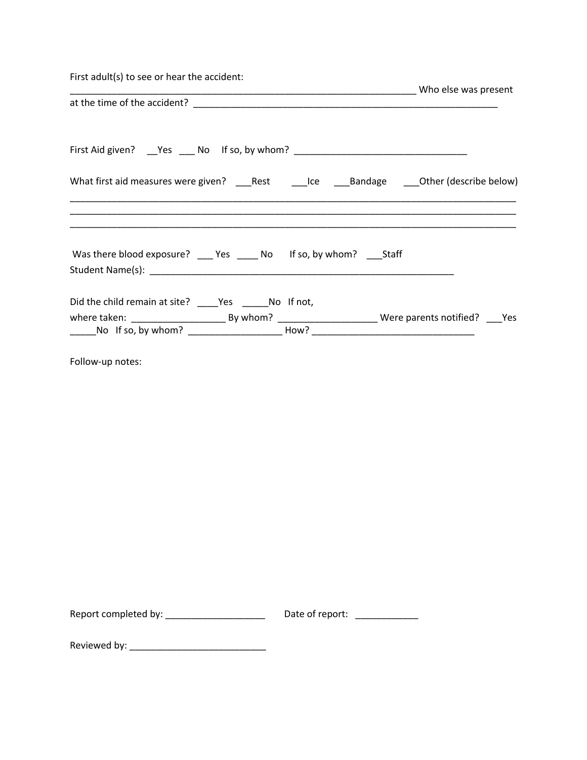First adult(s) to see or hear the accident:
_____________________________________________________________________ Who else was present at the time of the accident? ____________________________________________________________

First Aid given? __Yes ___ No If so, by whom? __________________________________

What first aid measures were given? ___Rest ___Ice ___Bandage ___Other (describe below)
_________________________________________________________________________________________
_________________________________________________________________________________________
_________________________________________________________________________________________

Was there blood exposure? ___ Yes ____ No If so, by whom? ___Staff
Student Name(s): ____________________________________________________________

Did the child remain at site? ____Yes _____No If not,
where taken: __________________ By whom? __________________ Were parents notified? ___Yes _____No If so, by whom? __________________ How? _______________________________

Follow-up notes:

Report completed by: ___________________ Date of report: ____________

Reviewed by: __________________________